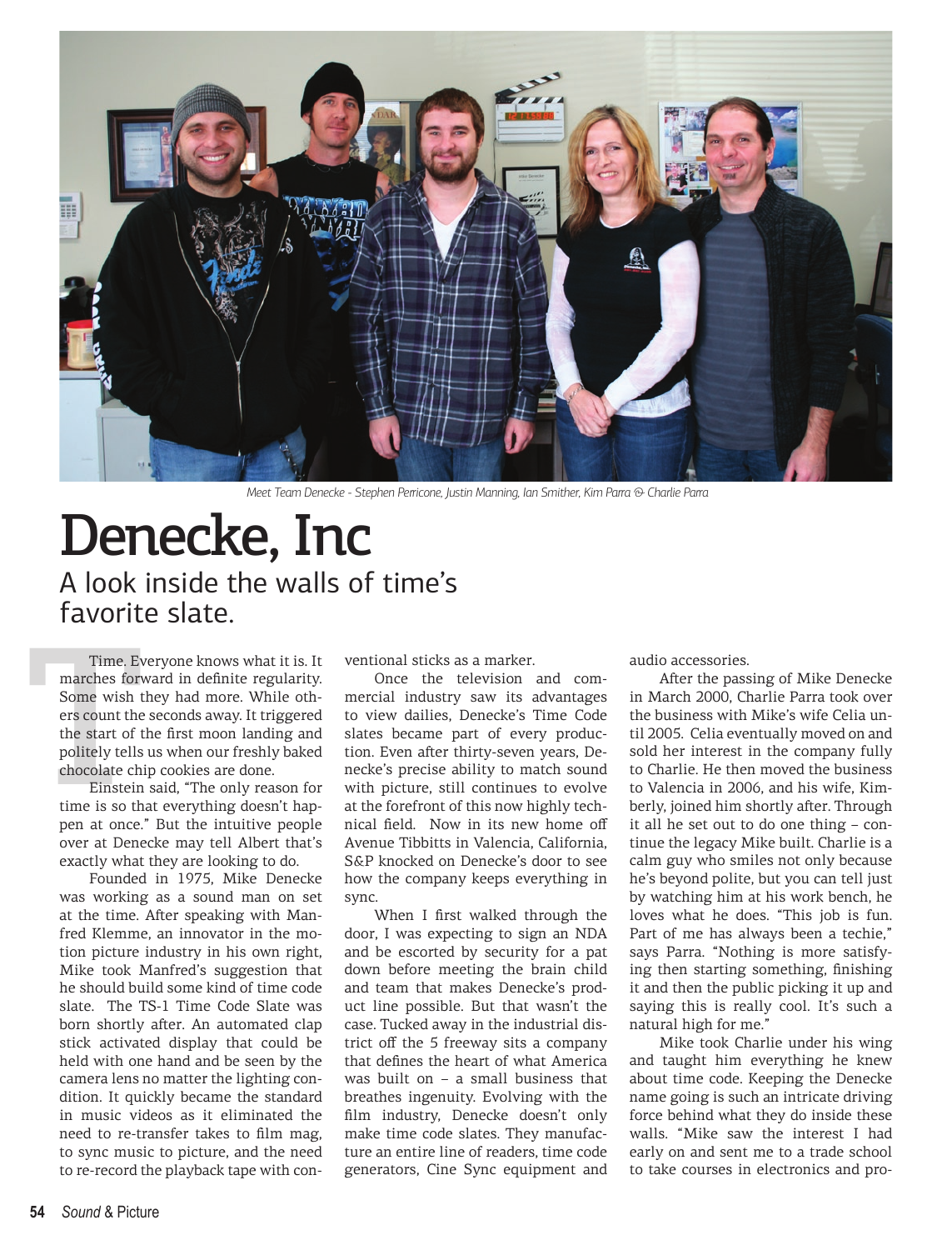Meet Team Denecke - Stephen Perricone, Justin Manning, Ian Smither, Kim Parra & Charlie Parra

# Denecke, Inc

## A look inside the walls of time's favorite slate.

Time. Everyone knows what it is. It marches forward in definite regularity. Some wish they had more. While others count the seconds away. It triggered the start of the first moon landing and politely tells us when our freshly baked chocolate chip cookies are done.

Einstein said, "The only reason for time is so that everything doesn't happen at once." But the intuitive people over at Denecke may tell Albert that's exactly what they are looking to do.

Founded in 1975, Mike Denecke was working as a sound man on set at the time. After speaking with Manfred Klemme, an innovator in the motion picture industry in his own right, Mike took Manfred's suggestion that he should build some kind of time code slate. The TS-1 Time Code Slate was born shortly after. An automated clap stick activated display that could be held with one hand and be seen by the camera lens no matter the lighting condition. It quickly became the standard in music videos as it eliminated the need to re-transfer takes to film mag, to sync music to picture, and the need to re-record the playback tape with conventional sticks as a marker.

Once the television and commercial industry saw its advantages to view dailies, Denecke's Time Code slates became part of every production. Even after thirty-seven years, Denecke's precise ability to match sound with picture, still continues to evolve at the forefront of this now highly technical field. Now in its new home off Avenue Tibbitts in Valencia, California, S&P knocked on Denecke's door to see how the company keeps everything in sync.

When I first walked through the door, I was expecting to sign an NDA and be escorted by security for a pat down before meeting the brain child and team that makes Denecke's product line possible. But that wasn't the case. Tucked away in the industrial district off the 5 freeway sits a company that defines the heart of what America was built on – a small business that breathes ingenuity. Evolving with the film industry, Denecke doesn't only make time code slates. They manufacture an entire line of readers, time code generators, Cine Sync equipment and audio accessories.

After the passing of Mike Denecke in March 2000, Charlie Parra took over the business with Mike's wife Celia until 2005. Celia eventually moved on and sold her interest in the company fully to Charlie. He then moved the business to Valencia in 2006, and his wife, Kimberly, joined him shortly after. Through it all he set out to do one thing – continue the legacy Mike built. Charlie is a calm guy who smiles not only because he's beyond polite, but you can tell just by watching him at his work bench, he loves what he does. "This job is fun. Part of me has always been a techie," says Parra. "Nothing is more satisfying then starting something, finishing it and then the public picking it up and saying this is really cool. It's such a natural high for me."

Mike took Charlie under his wing and taught him everything he knew about time code. Keeping the Denecke name going is such an intricate driving force behind what they do inside these walls. "Mike saw the interest I had early on and sent me to a trade school to take courses in electronics and pro-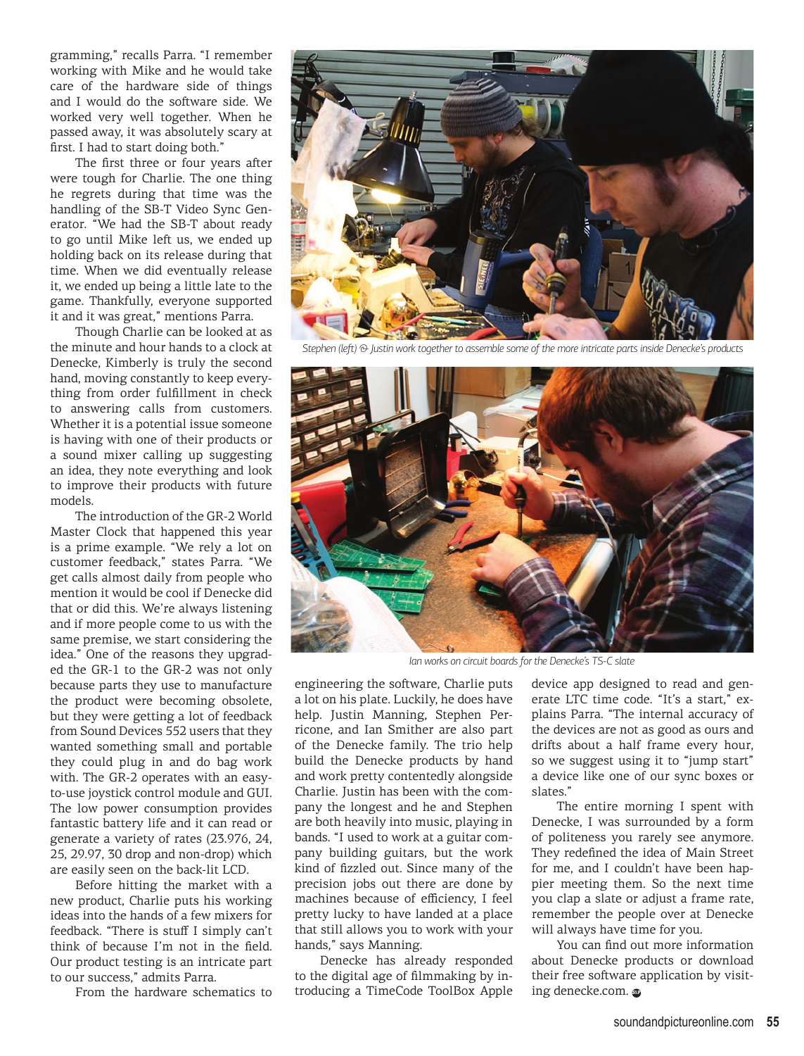gramming," recalls Parra. "I remember working with Mike and he would take care of the hardware side of things and I would do the software side. We worked very well together. When he passed away, it was absolutely scary at first. I had to start doing both."

The first three or four years after were tough for Charlie. The one thing he regrets during that time was the handling of the SB-T Video Sync Generator. "We had the SB-T about ready to go until Mike left us, we ended up holding back on its release during that time. When we did eventually release it, we ended up being a little late to the game. Thankfully, everyone supported it and it was great," mentions Parra.

Though Charlie can be looked at as the minute and hour hands to a clock at Denecke, Kimberly is truly the second hand, moving constantly to keep everything from order fulfillment in check to answering calls from customers. Whether it is a potential issue someone is having with one of their products or a sound mixer calling up suggesting an idea, they note everything and look to improve their products with future models.

The introduction of the GR-2 World Master Clock that happened this year is a prime example. "We rely a lot on customer feedback," states Parra. "We get calls almost daily from people who mention it would be cool if Denecke did that or did this. We're always listening and if more people come to us with the same premise, we start considering the idea." One of the reasons they upgraded the GR-1 to the GR-2 was not only because parts they use to manufacture the product were becoming obsolete, but they were getting a lot of feedback from Sound Devices 552 users that they wanted something small and portable they could plug in and do bag work with. The GR-2 operates with an easy-to-use joystick control module and GUI. The low power consumption provides fantastic battery life and it can read or generate a variety of rates (23.976, 24, 25, 29.97, 30 drop and non-drop) which are easily seen on the back-lit LCD.

Before hitting the market with a new product, Charlie puts his working ideas into the hands of a few mixers for feedback. "There is stuff I simply can't think of because I'm not in the field. Our product testing is an intricate part to our success," admits Parra.

*Stephen (left) & Justin work together to assemble some of the more intricate parts inside Denecke's products*

*Ian works on circuit boards for the Denecke's TS-C slate*

From the hardware schematics to engineering the software, Charlie puts a lot on his plate. Luckily, he does have help. Justin Manning, Stephen Pericone, and Ian Smither are also part of the Denecke family. The trio help build the Denecke products by hand and work pretty contentedly alongside Charlie. Justin has been with the company the longest and he and Stephen are both heavily into music, playing in bands. "I used to work at a guitar company building guitars, but the work kind of fizzled out. Since many of the precision jobs out there are done by machines because of efficiency, I feel pretty lucky to have landed at a place that still allows you to work with your hands," says Manning.

Denecke has already responded to the digital age of filmmaking by introducing a TimeCode ToolBox Apple device app designed to read and generate LTC time code. "It's a start," explains Parra. "The internal accuracy of the devices are not as good as ours and drifts about a half frame every hour, so we suggest using it to "jump start" a device like one of our sync boxes or slates."

The entire morning I spent with Denecke, I was surrounded by a form of politeness you rarely see anymore. They redefined the idea of Main Street for me, and I couldn't have been happier meeting them. So the next time you clap a slate or adjust a frame rate, remember the people over at Denecke will always have time for you.

You can find out more information about Denecke products or download their free software application by visiting denecke.com.